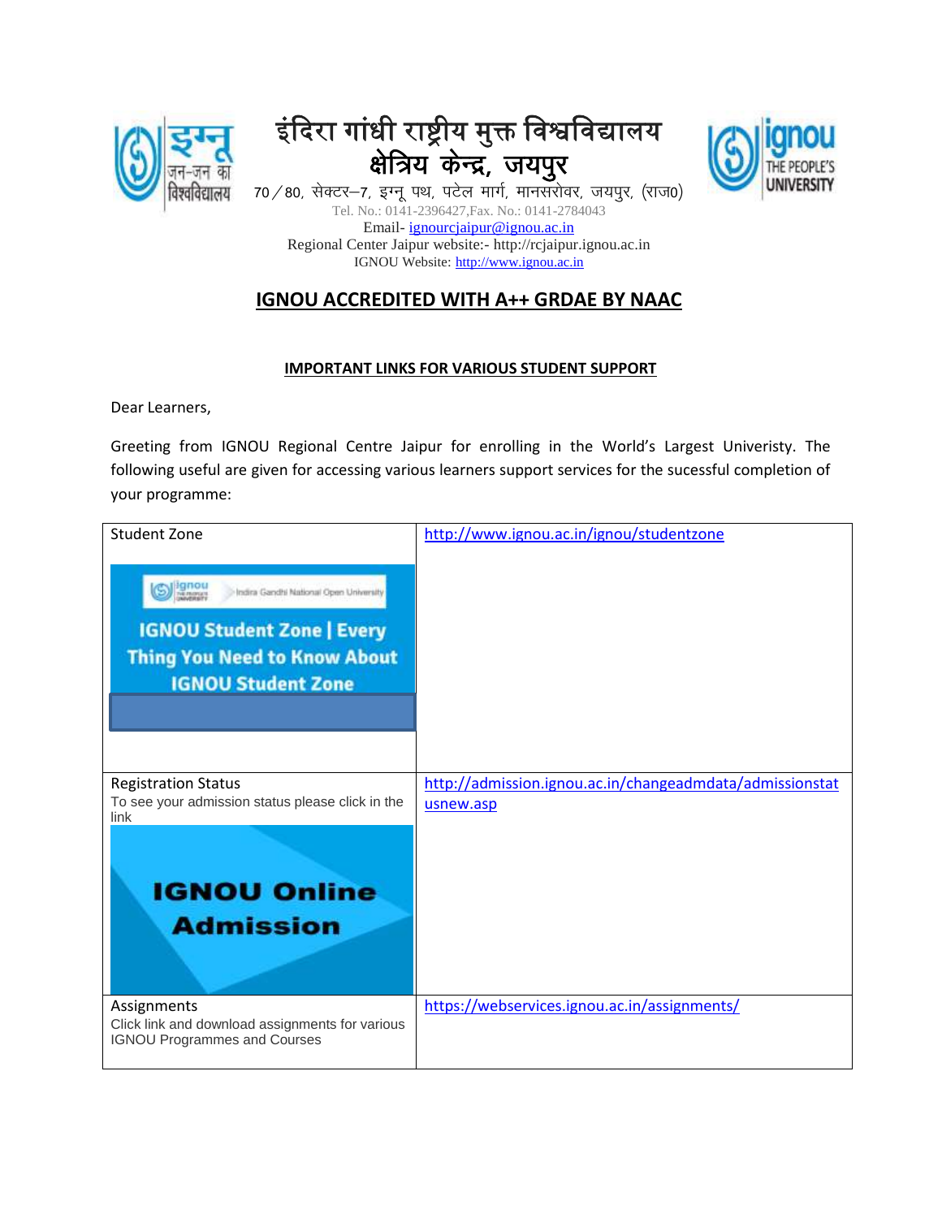# इंदिरा गांधी राष्ट्रीय मुक्त विश्वविद्यालय
## क्षेत्रिय केन्द्र, जयपुर

70 / 80, सेक्टर–7, इग्नू पथ, पटेल मार्ग, मानसरोवर, जयपुर, (राज0)
Tel. No.: 0141-2396427,Fax. No.: 0141-2784043
Email- ignourcjaipur@ignou.ac.in
Regional Center Jaipur website:- http://rcjaipur.ignou.ac.in
IGNOU Website: http://www.ignou.ac.in

## IGNOU ACCREDITED WITH A++ GRDAE BY NAAC

### IMPORTANT LINKS FOR VARIOUS STUDENT SUPPORT

Dear Learners,

Greeting from IGNOU Regional Centre Jaipur for enrolling in the World's Largest Univeristy. The following useful are given for accessing various learners support services for the sucessful completion of your programme:

| | |
|---|---|
| Student Zone<br>IGNOU Student Zone \| Every Thing You Need to Know About IGNOU Student Zone | http://www.ignou.ac.in/ignou/studentzone |
| Registration Status<br>To see your admission status please click in the link<br>IGNOU Online Admission | http://admission.ignou.ac.in/changeadmdata/admissionstatusnew.asp |
| Assignments<br>Click link and download assignments for various IGNOU Programmes and Courses | https://webservices.ignou.ac.in/assignments/ |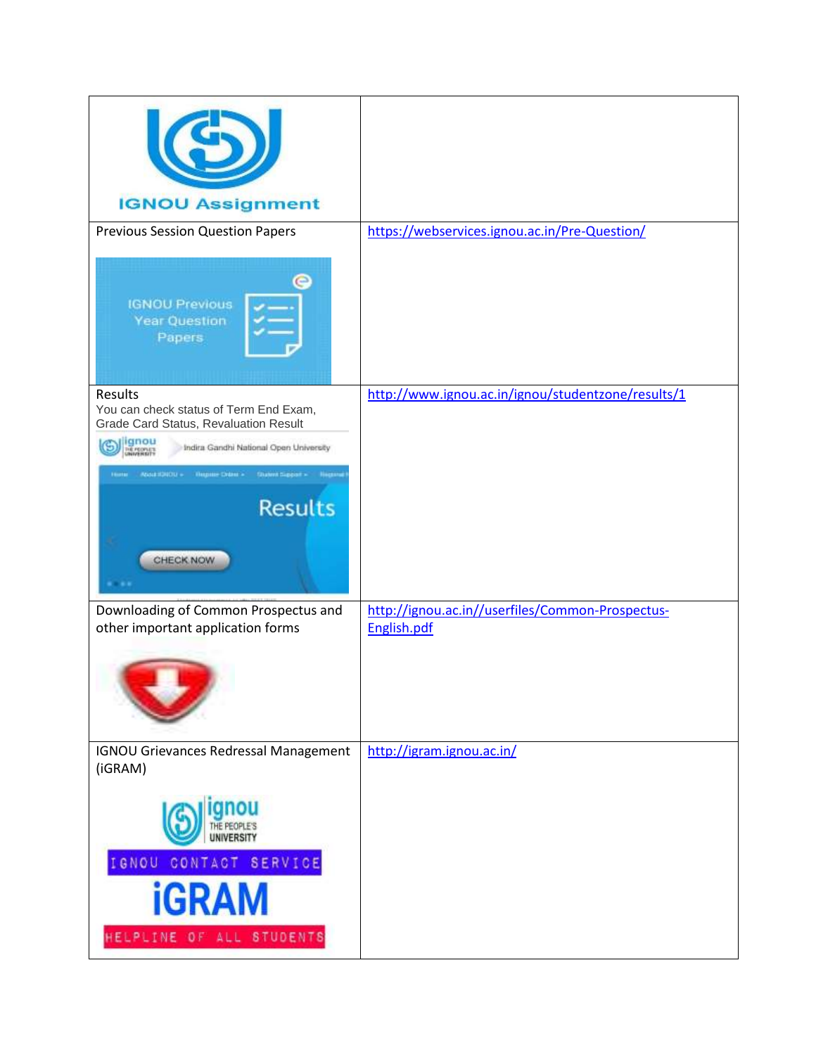| IGNOU Assignment | |
| --- | --- |
| Previous Session Question Papers | https://webservices.ignou.ac.in/Pre-Question/ |
| Results<br>You can check status of Term End Exam, Grade Card Status, Revaluation Result | http://www.ignou.ac.in/ignou/studentzone/results/1 |
| Downloading of Common Prospectus and other important application forms | http://ignou.ac.in//userfiles/Common-Prospectus-English.pdf |
| IGNOU Grievances Redressal Management (iGRAM) | http://igram.ignou.ac.in/ |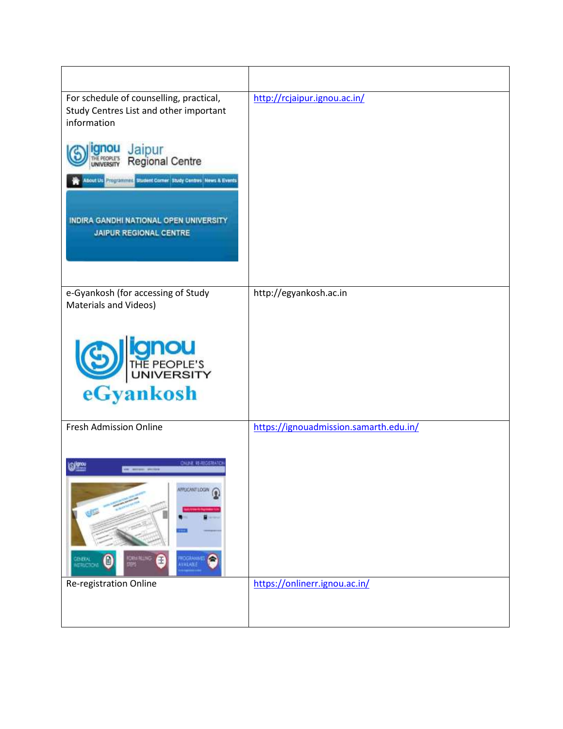| | |
|---|---|
| For schedule of counselling, practical, Study Centres List and other important information | http://rcjaipur.ignou.ac.in/ |
| e-Gyankosh (for accessing of Study Materials and Videos) | http://egyankosh.ac.in |
| Fresh Admission Online | https://ignouadmission.samarth.edu.in/ |
| Re-registration Online | https://onlinerr.ignou.ac.in/ |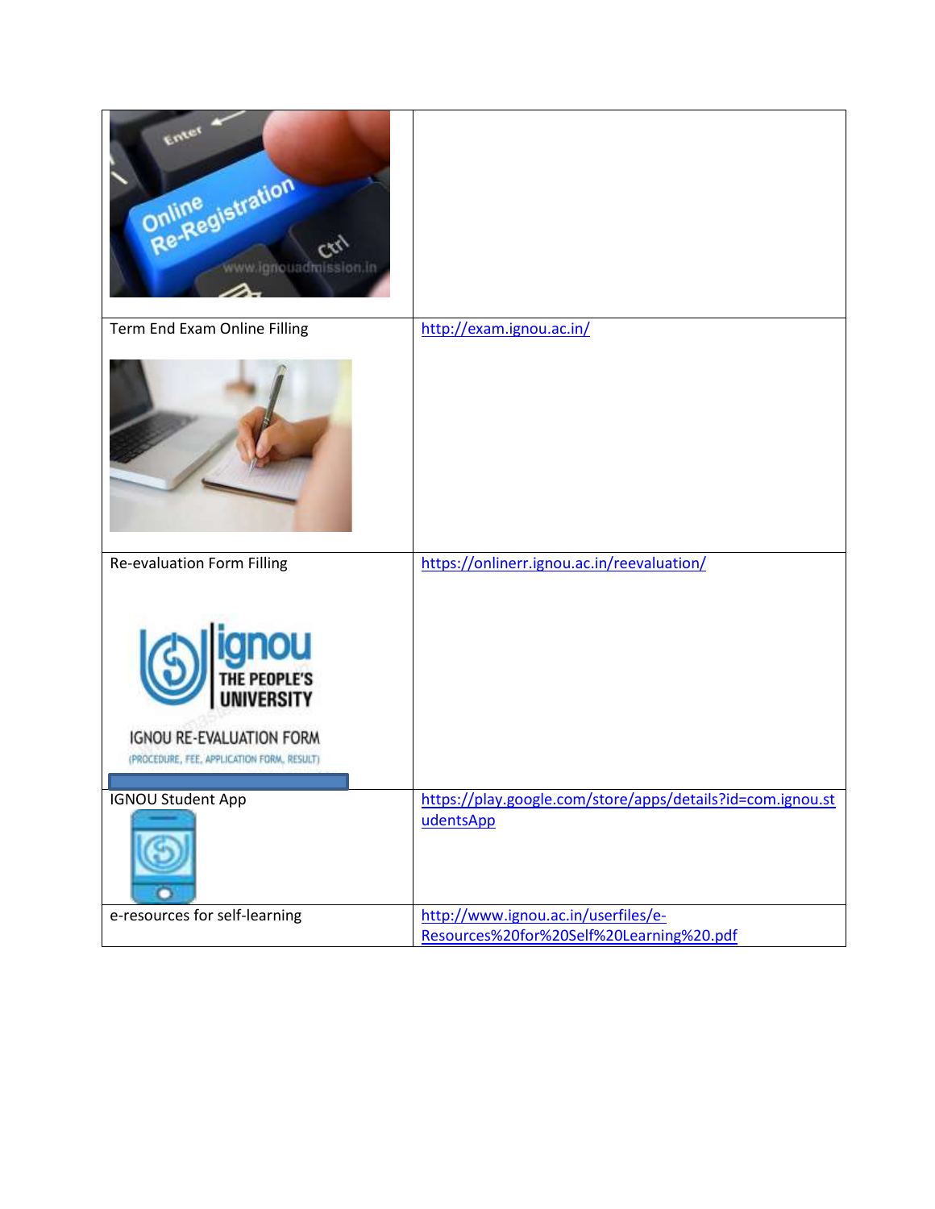| | |
|---|---|
| | |
| Term End Exam Online Filling | http://exam.ignou.ac.in/ |
| Re-evaluation Form Filling | https://onlinerr.ignou.ac.in/reevaluation/ |
| IGNOU Student App | https://play.google.com/store/apps/details?id=com.ignou.studentsApp |
| e-resources for self-learning | http://www.ignou.ac.in/userfiles/e-Resources%20for%20Self%20Learning%20.pdf |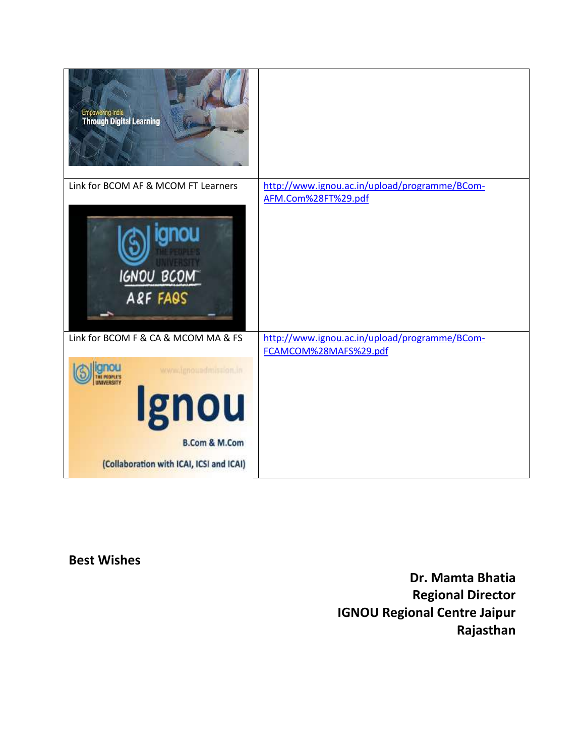| | |
|---|---|
| | |
| Link for BCOM AF & MCOM FT Learners | http://www.ignou.ac.in/upload/programme/BCom-AFM.Com%28FT%29.pdf |
| Link for BCOM F & CA & MCOM MA & FS | http://www.ignou.ac.in/upload/programme/BCom-FCAMCOM%28MAFS%29.pdf |

**Best Wishes**

**Dr. Mamta Bhatia**
**Regional Director**
**IGNOU Regional Centre Jaipur**
**Rajasthan**